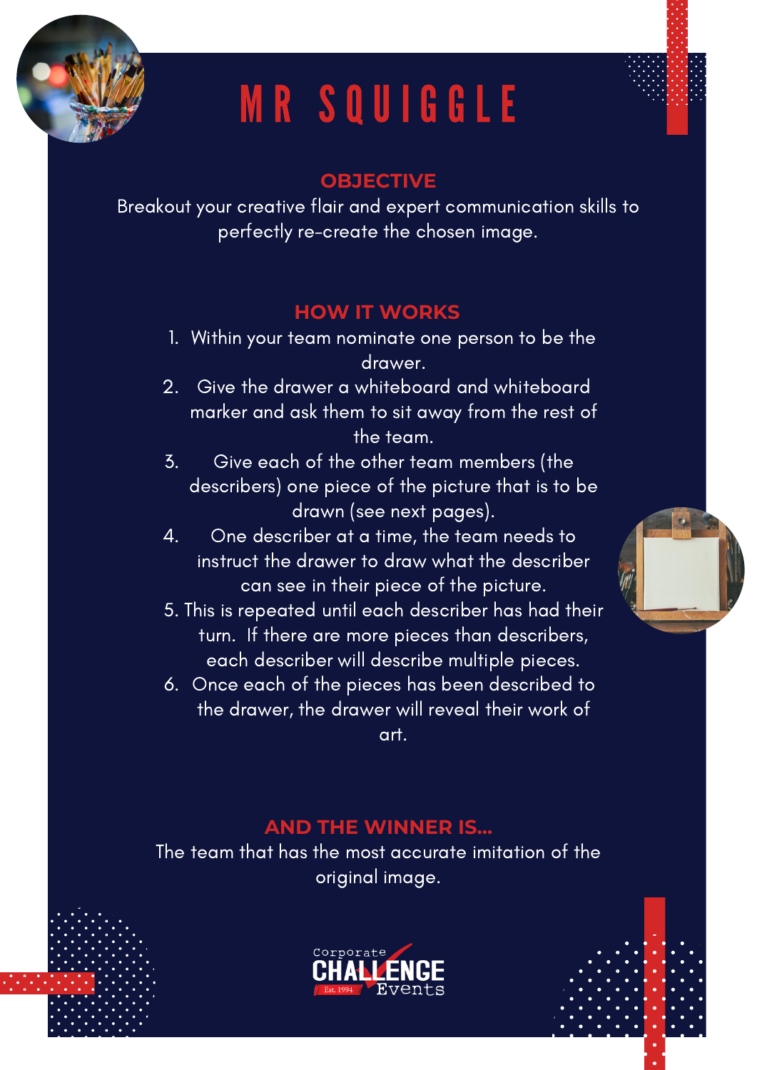# MR SQUIGGLE

## OBJECTIVE

Breakout your creative flair and expert communication skills to perfectly re-create the chosen image.

## HOW IT WORKS

1. Within your team nominate one person to be the drawer.
2. Give the drawer a whiteboard and whiteboard marker and ask them to sit away from the rest of the team.
3. Give each of the other team members (the describers) one piece of the picture that is to be drawn (see next pages).
4. One describer at a time, the team needs to instruct the drawer to draw what the describer can see in their piece of the picture.
5. This is repeated until each describer has had their turn. If there are more pieces than describers, each describer will describe multiple pieces.
6. Once each of the pieces has been described to the drawer, the drawer will reveal their work of art.

## AND THE WINNER IS...

The team that has the most accurate imitation of the original image.

Corporate CHALLENGE Events Est. 1994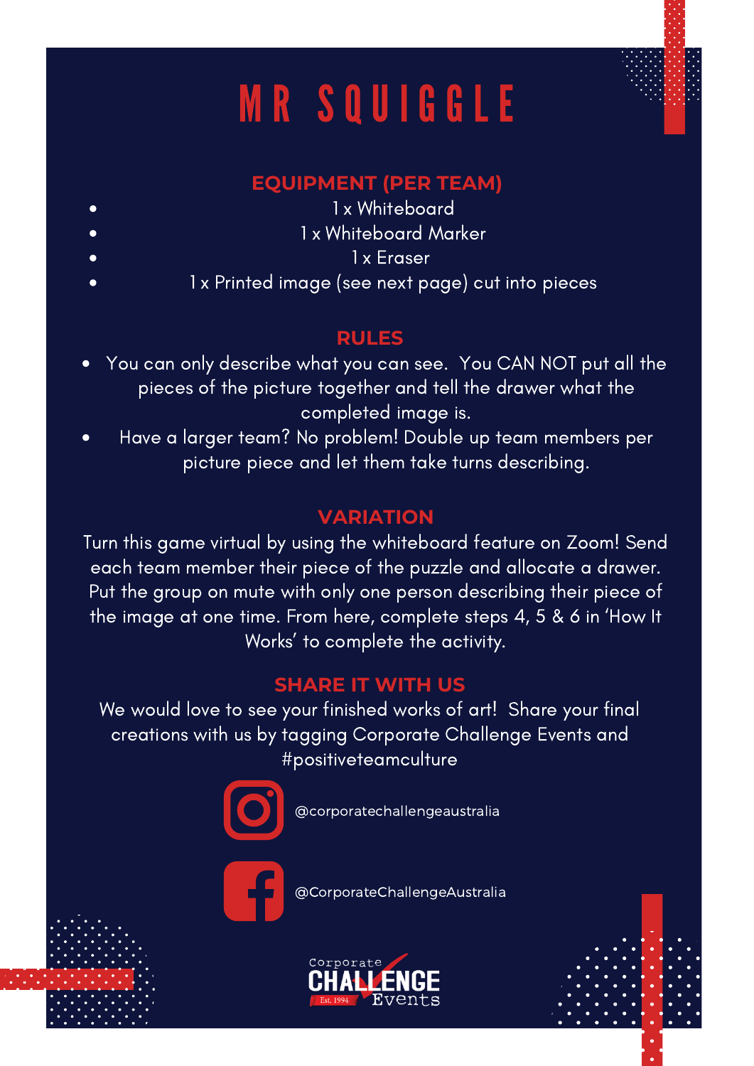# MR SQUIGGLE

## EQUIPMENT (PER TEAM)

- 1 x Whiteboard
- 1 x Whiteboard Marker
- 1 x Eraser
- 1 x Printed image (see next page) cut into pieces

## RULES

- You can only describe what you can see. You CAN NOT put all the pieces of the picture together and tell the drawer what the completed image is.
- Have a larger team? No problem! Double up team members per picture piece and let them take turns describing.

## VARIATION

Turn this game virtual by using the whiteboard feature on Zoom! Send each team member their piece of the puzzle and allocate a drawer. Put the group on mute with only one person describing their piece of the image at one time. From here, complete steps 4, 5 & 6 in 'How It Works' to complete the activity.

## SHARE IT WITH US

We would love to see your finished works of art! Share your final creations with us by tagging Corporate Challenge Events and #positiveteamculture

@corporatechallengeaustralia

@CorporateChallengeAustralia

Corporate CHALLENGE Events Est. 1994